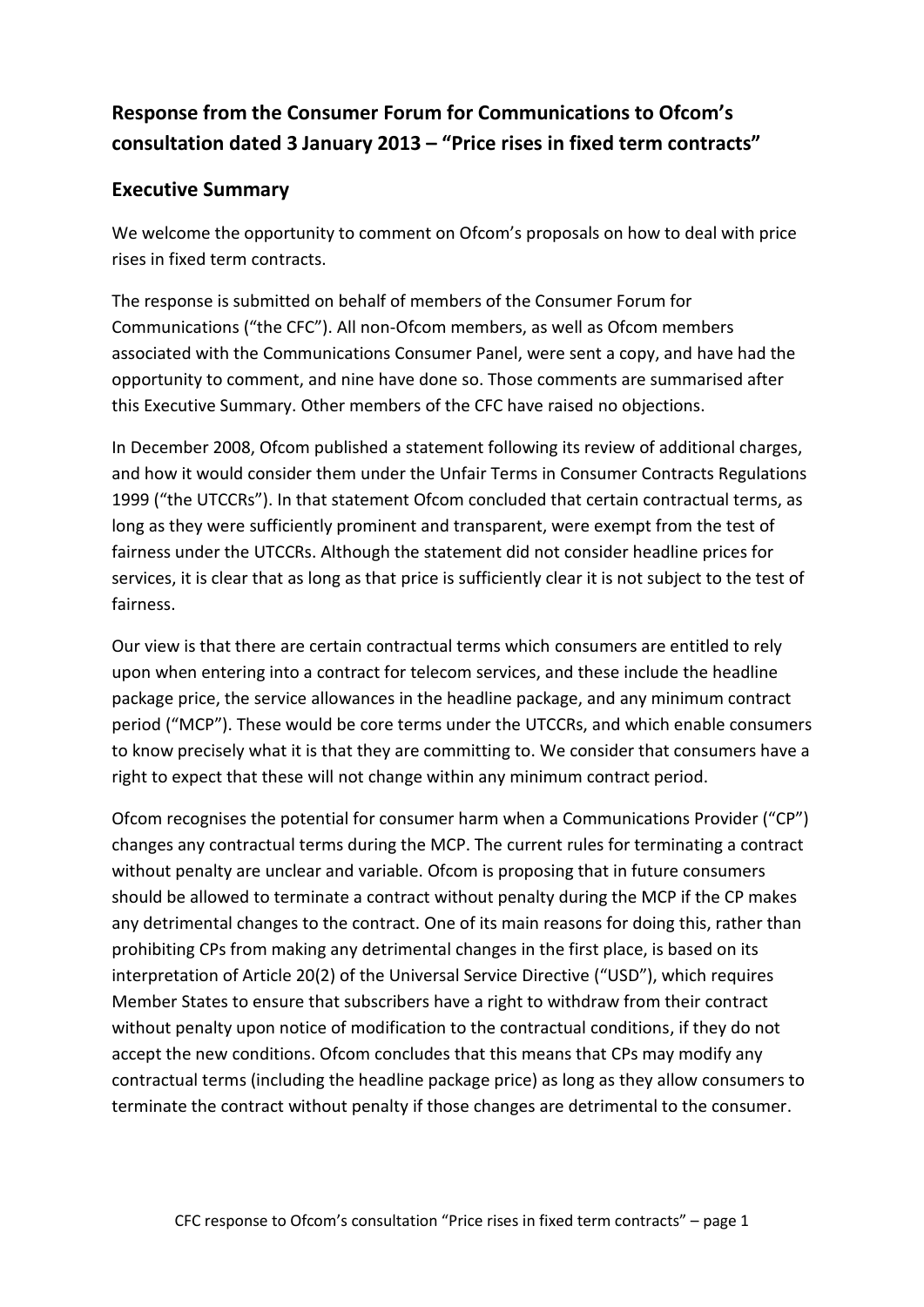## Response from the Consumer Forum for Communications to Ofcom's consultation dated 3 January 2013 – "Price rises in fixed term contracts"

### Executive Summary

We welcome the opportunity to comment on Ofcom's proposals on how to deal with price rises in fixed term contracts.

The response is submitted on behalf of members of the Consumer Forum for Communications ("the CFC"). All non-Ofcom members, as well as Ofcom members associated with the Communications Consumer Panel, were sent a copy, and have had the opportunity to comment, and nine have done so. Those comments are summarised after this Executive Summary. Other members of the CFC have raised no objections.

In December 2008, Ofcom published a statement following its review of additional charges, and how it would consider them under the Unfair Terms in Consumer Contracts Regulations 1999 ("the UTCCRs"). In that statement Ofcom concluded that certain contractual terms, as long as they were sufficiently prominent and transparent, were exempt from the test of fairness under the UTCCRs. Although the statement did not consider headline prices for services, it is clear that as long as that price is sufficiently clear it is not subject to the test of fairness.

Our view is that there are certain contractual terms which consumers are entitled to rely upon when entering into a contract for telecom services, and these include the headline package price, the service allowances in the headline package, and any minimum contract period ("MCP"). These would be core terms under the UTCCRs, and which enable consumers to know precisely what it is that they are committing to. We consider that consumers have a right to expect that these will not change within any minimum contract period.

Ofcom recognises the potential for consumer harm when a Communications Provider ("CP") changes any contractual terms during the MCP. The current rules for terminating a contract without penalty are unclear and variable. Ofcom is proposing that in future consumers should be allowed to terminate a contract without penalty during the MCP if the CP makes any detrimental changes to the contract. One of its main reasons for doing this, rather than prohibiting CPs from making any detrimental changes in the first place, is based on its interpretation of Article 20(2) of the Universal Service Directive ("USD"), which requires Member States to ensure that subscribers have a right to withdraw from their contract without penalty upon notice of modification to the contractual conditions, if they do not accept the new conditions. Ofcom concludes that this means that CPs may modify any contractual terms (including the headline package price) as long as they allow consumers to terminate the contract without penalty if those changes are detrimental to the consumer.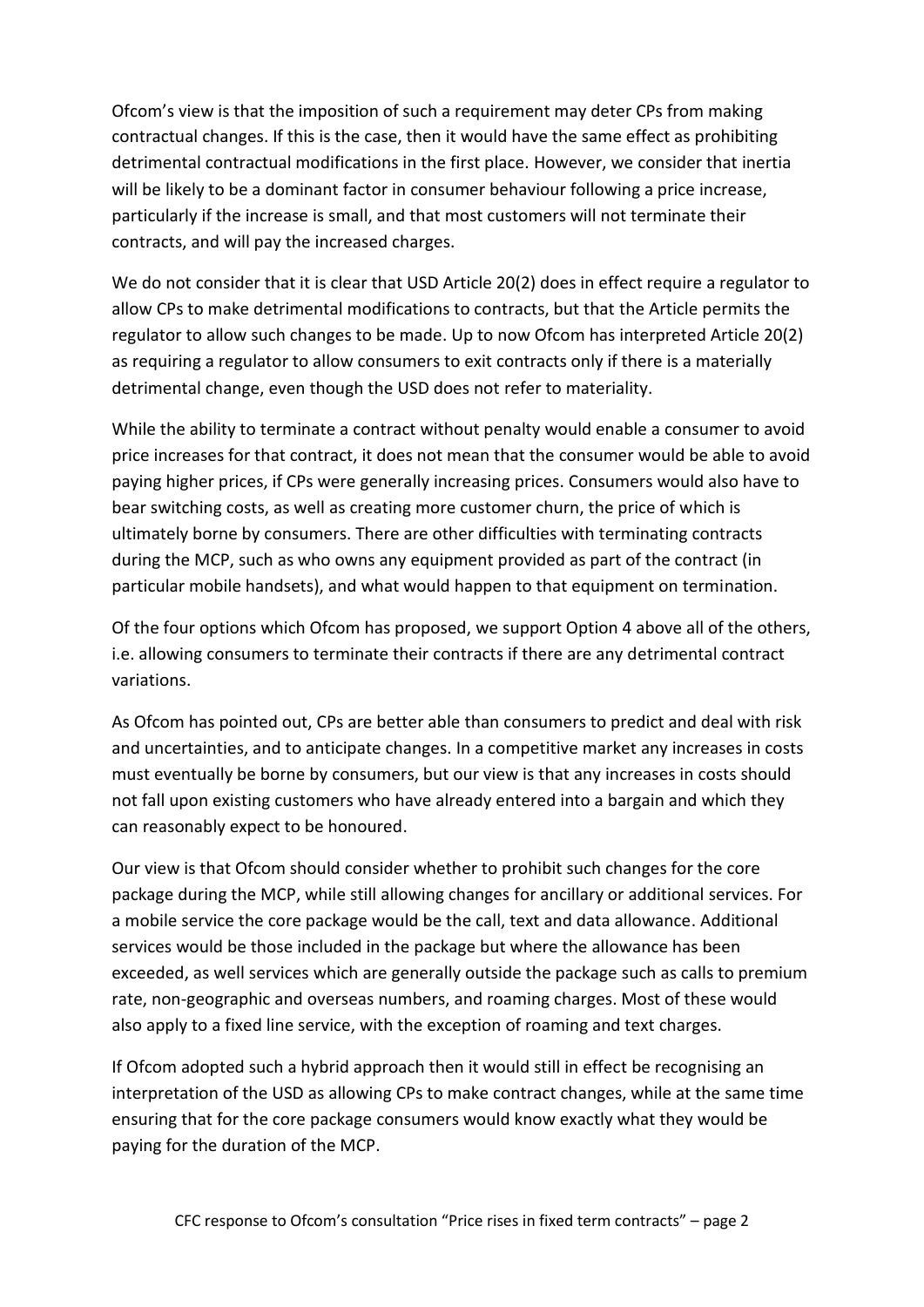Ofcom's view is that the imposition of such a requirement may deter CPs from making contractual changes. If this is the case, then it would have the same effect as prohibiting detrimental contractual modifications in the first place. However, we consider that inertia will be likely to be a dominant factor in consumer behaviour following a price increase, particularly if the increase is small, and that most customers will not terminate their contracts, and will pay the increased charges.

We do not consider that it is clear that USD Article 20(2) does in effect require a regulator to allow CPs to make detrimental modifications to contracts, but that the Article permits the regulator to allow such changes to be made. Up to now Ofcom has interpreted Article 20(2) as requiring a regulator to allow consumers to exit contracts only if there is a materially detrimental change, even though the USD does not refer to materiality.

While the ability to terminate a contract without penalty would enable a consumer to avoid price increases for that contract, it does not mean that the consumer would be able to avoid paying higher prices, if CPs were generally increasing prices. Consumers would also have to bear switching costs, as well as creating more customer churn, the price of which is ultimately borne by consumers. There are other difficulties with terminating contracts during the MCP, such as who owns any equipment provided as part of the contract (in particular mobile handsets), and what would happen to that equipment on termination.

Of the four options which Ofcom has proposed, we support Option 4 above all of the others, i.e. allowing consumers to terminate their contracts if there are any detrimental contract variations.

As Ofcom has pointed out, CPs are better able than consumers to predict and deal with risk and uncertainties, and to anticipate changes. In a competitive market any increases in costs must eventually be borne by consumers, but our view is that any increases in costs should not fall upon existing customers who have already entered into a bargain and which they can reasonably expect to be honoured.

Our view is that Ofcom should consider whether to prohibit such changes for the core package during the MCP, while still allowing changes for ancillary or additional services. For a mobile service the core package would be the call, text and data allowance. Additional services would be those included in the package but where the allowance has been exceeded, as well services which are generally outside the package such as calls to premium rate, non-geographic and overseas numbers, and roaming charges. Most of these would also apply to a fixed line service, with the exception of roaming and text charges.

If Ofcom adopted such a hybrid approach then it would still in effect be recognising an interpretation of the USD as allowing CPs to make contract changes, while at the same time ensuring that for the core package consumers would know exactly what they would be paying for the duration of the MCP.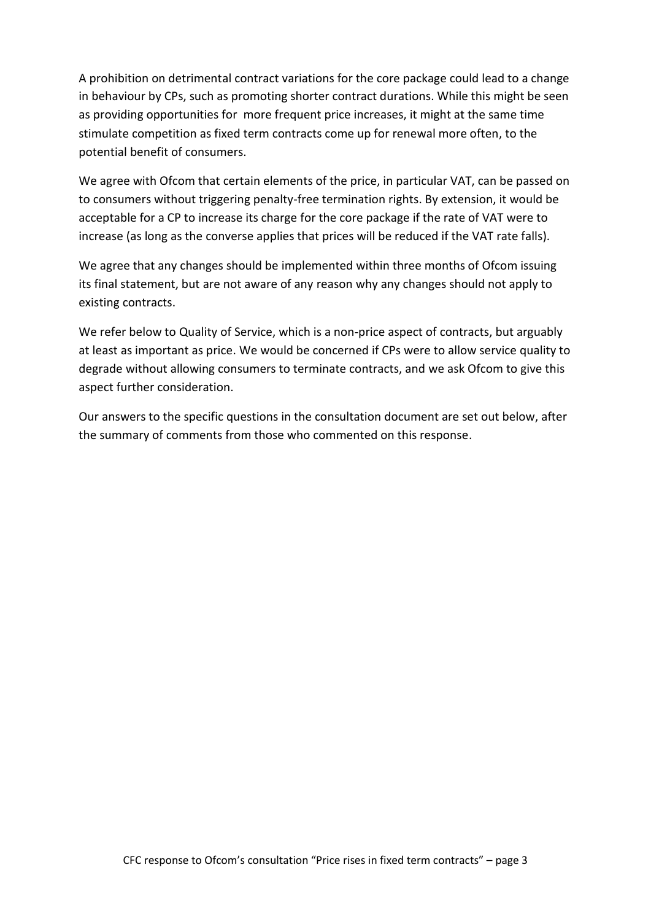A prohibition on detrimental contract variations for the core package could lead to a change in behaviour by CPs, such as promoting shorter contract durations. While this might be seen as providing opportunities for more frequent price increases, it might at the same time stimulate competition as fixed term contracts come up for renewal more often, to the potential benefit of consumers.

We agree with Ofcom that certain elements of the price, in particular VAT, can be passed on to consumers without triggering penalty-free termination rights. By extension, it would be acceptable for a CP to increase its charge for the core package if the rate of VAT were to increase (as long as the converse applies that prices will be reduced if the VAT rate falls).

We agree that any changes should be implemented within three months of Ofcom issuing its final statement, but are not aware of any reason why any changes should not apply to existing contracts.

We refer below to Quality of Service, which is a non-price aspect of contracts, but arguably at least as important as price. We would be concerned if CPs were to allow service quality to degrade without allowing consumers to terminate contracts, and we ask Ofcom to give this aspect further consideration.

Our answers to the specific questions in the consultation document are set out below, after the summary of comments from those who commented on this response.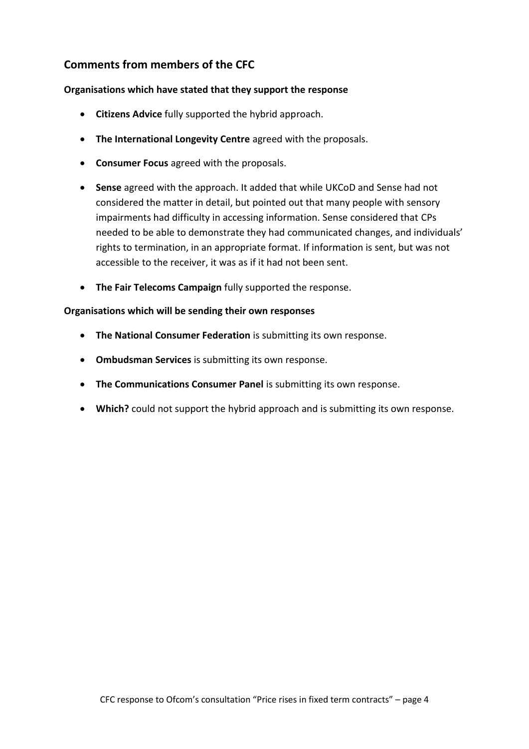## Comments from members of the CFC

**Organisations which have stated that they support the response**

- **Citizens Advice** fully supported the hybrid approach.
- **The International Longevity Centre** agreed with the proposals.
- **Consumer Focus** agreed with the proposals.
- **Sense** agreed with the approach. It added that while UKCoD and Sense had not considered the matter in detail, but pointed out that many people with sensory impairments had difficulty in accessing information. Sense considered that CPs needed to be able to demonstrate they had communicated changes, and individuals' rights to termination, in an appropriate format. If information is sent, but was not accessible to the receiver, it was as if it had not been sent.
- **The Fair Telecoms Campaign** fully supported the response.

**Organisations which will be sending their own responses**

- **The National Consumer Federation** is submitting its own response.
- **Ombudsman Services** is submitting its own response.
- **The Communications Consumer Panel** is submitting its own response.
- **Which?** could not support the hybrid approach and is submitting its own response.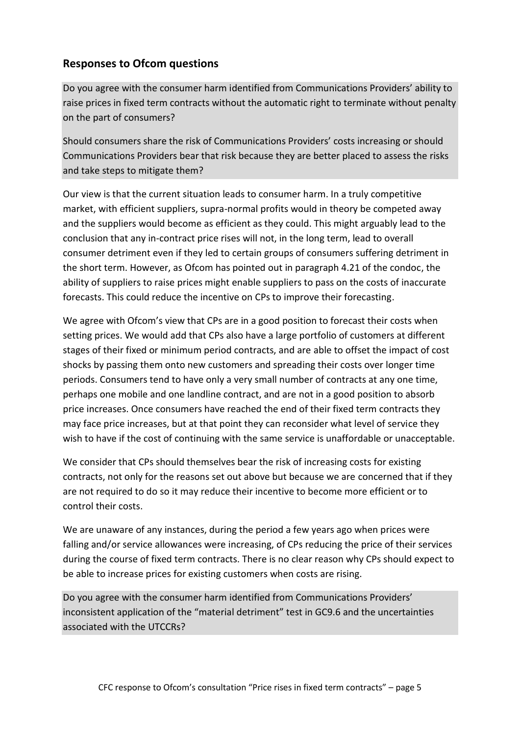## Responses to Ofcom questions

Do you agree with the consumer harm identified from Communications Providers' ability to raise prices in fixed term contracts without the automatic right to terminate without penalty on the part of consumers?

Should consumers share the risk of Communications Providers' costs increasing or should Communications Providers bear that risk because they are better placed to assess the risks and take steps to mitigate them?

Our view is that the current situation leads to consumer harm. In a truly competitive market, with efficient suppliers, supra-normal profits would in theory be competed away and the suppliers would become as efficient as they could. This might arguably lead to the conclusion that any in-contract price rises will not, in the long term, lead to overall consumer detriment even if they led to certain groups of consumers suffering detriment in the short term. However, as Ofcom has pointed out in paragraph 4.21 of the condoc, the ability of suppliers to raise prices might enable suppliers to pass on the costs of inaccurate forecasts. This could reduce the incentive on CPs to improve their forecasting.

We agree with Ofcom's view that CPs are in a good position to forecast their costs when setting prices. We would add that CPs also have a large portfolio of customers at different stages of their fixed or minimum period contracts, and are able to offset the impact of cost shocks by passing them onto new customers and spreading their costs over longer time periods. Consumers tend to have only a very small number of contracts at any one time, perhaps one mobile and one landline contract, and are not in a good position to absorb price increases. Once consumers have reached the end of their fixed term contracts they may face price increases, but at that point they can reconsider what level of service they wish to have if the cost of continuing with the same service is unaffordable or unacceptable.

We consider that CPs should themselves bear the risk of increasing costs for existing contracts, not only for the reasons set out above but because we are concerned that if they are not required to do so it may reduce their incentive to become more efficient or to control their costs.

We are unaware of any instances, during the period a few years ago when prices were falling and/or service allowances were increasing, of CPs reducing the price of their services during the course of fixed term contracts. There is no clear reason why CPs should expect to be able to increase prices for existing customers when costs are rising.

Do you agree with the consumer harm identified from Communications Providers' inconsistent application of the "material detriment" test in GC9.6 and the uncertainties associated with the UTCCRs?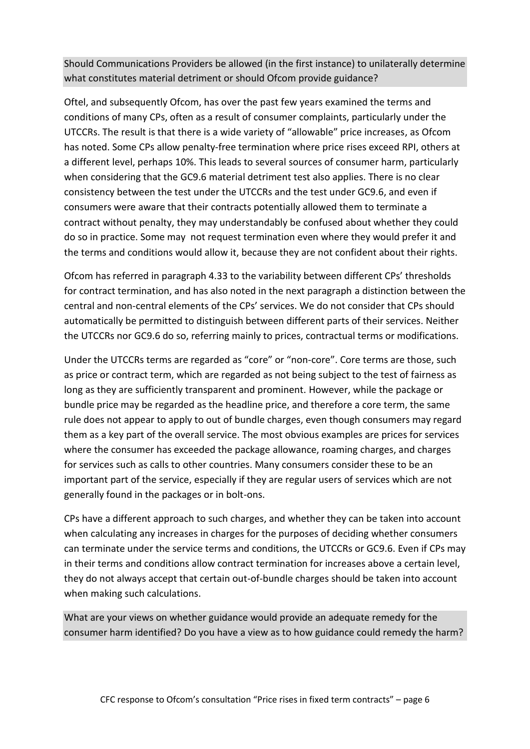**Should Communications Providers be allowed (in the first instance) to unilaterally determine what constitutes material detriment or should Ofcom provide guidance?**

Oftel, and subsequently Ofcom, has over the past few years examined the terms and conditions of many CPs, often as a result of consumer complaints, particularly under the UTCCRs. The result is that there is a wide variety of "allowable" price increases, as Ofcom has noted. Some CPs allow penalty-free termination where price rises exceed RPI, others at a different level, perhaps 10%. This leads to several sources of consumer harm, particularly when considering that the GC9.6 material detriment test also applies. There is no clear consistency between the test under the UTCCRs and the test under GC9.6, and even if consumers were aware that their contracts potentially allowed them to terminate a contract without penalty, they may understandably be confused about whether they could do so in practice. Some may not request termination even where they would prefer it and the terms and conditions would allow it, because they are not confident about their rights.

Ofcom has referred in paragraph 4.33 to the variability between different CPs' thresholds for contract termination, and has also noted in the next paragraph a distinction between the central and non-central elements of the CPs' services. We do not consider that CPs should automatically be permitted to distinguish between different parts of their services. Neither the UTCCRs nor GC9.6 do so, referring mainly to prices, contractual terms or modifications.

Under the UTCCRs terms are regarded as "core" or "non-core". Core terms are those, such as price or contract term, which are regarded as not being subject to the test of fairness as long as they are sufficiently transparent and prominent. However, while the package or bundle price may be regarded as the headline price, and therefore a core term, the same rule does not appear to apply to out of bundle charges, even though consumers may regard them as a key part of the overall service. The most obvious examples are prices for services where the consumer has exceeded the package allowance, roaming charges, and charges for services such as calls to other countries. Many consumers consider these to be an important part of the service, especially if they are regular users of services which are not generally found in the packages or in bolt-ons.

CPs have a different approach to such charges, and whether they can be taken into account when calculating any increases in charges for the purposes of deciding whether consumers can terminate under the service terms and conditions, the UTCCRs or GC9.6. Even if CPs may in their terms and conditions allow contract termination for increases above a certain level, they do not always accept that certain out-of-bundle charges should be taken into account when making such calculations.

**What are your views on whether guidance would provide an adequate remedy for the consumer harm identified? Do you have a view as to how guidance could remedy the harm?**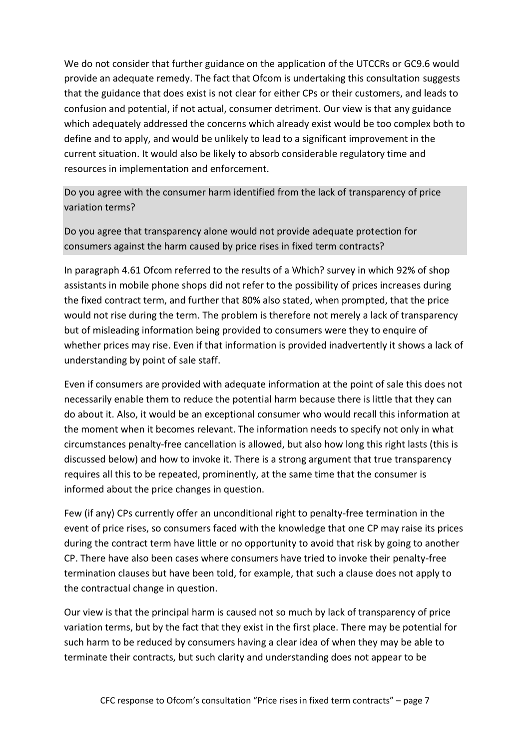We do not consider that further guidance on the application of the UTCCRs or GC9.6 would provide an adequate remedy. The fact that Ofcom is undertaking this consultation suggests that the guidance that does exist is not clear for either CPs or their customers, and leads to confusion and potential, if not actual, consumer detriment. Our view is that any guidance which adequately addressed the concerns which already exist would be too complex both to define and to apply, and would be unlikely to lead to a significant improvement in the current situation. It would also be likely to absorb considerable regulatory time and resources in implementation and enforcement.

**Do you agree with the consumer harm identified from the lack of transparency of price variation terms?**

**Do you agree that transparency alone would not provide adequate protection for consumers against the harm caused by price rises in fixed term contracts?**

In paragraph 4.61 Ofcom referred to the results of a Which? survey in which 92% of shop assistants in mobile phone shops did not refer to the possibility of prices increases during the fixed contract term, and further that 80% also stated, when prompted, that the price would not rise during the term. The problem is therefore not merely a lack of transparency but of misleading information being provided to consumers were they to enquire of whether prices may rise. Even if that information is provided inadvertently it shows a lack of understanding by point of sale staff.

Even if consumers are provided with adequate information at the point of sale this does not necessarily enable them to reduce the potential harm because there is little that they can do about it. Also, it would be an exceptional consumer who would recall this information at the moment when it becomes relevant. The information needs to specify not only in what circumstances penalty-free cancellation is allowed, but also how long this right lasts (this is discussed below) and how to invoke it. There is a strong argument that true transparency requires all this to be repeated, prominently, at the same time that the consumer is informed about the price changes in question.

Few (if any) CPs currently offer an unconditional right to penalty-free termination in the event of price rises, so consumers faced with the knowledge that one CP may raise its prices during the contract term have little or no opportunity to avoid that risk by going to another CP. There have also been cases where consumers have tried to invoke their penalty-free termination clauses but have been told, for example, that such a clause does not apply to the contractual change in question.

Our view is that the principal harm is caused not so much by lack of transparency of price variation terms, but by the fact that they exist in the first place. There may be potential for such harm to be reduced by consumers having a clear idea of when they may be able to terminate their contracts, but such clarity and understanding does not appear to be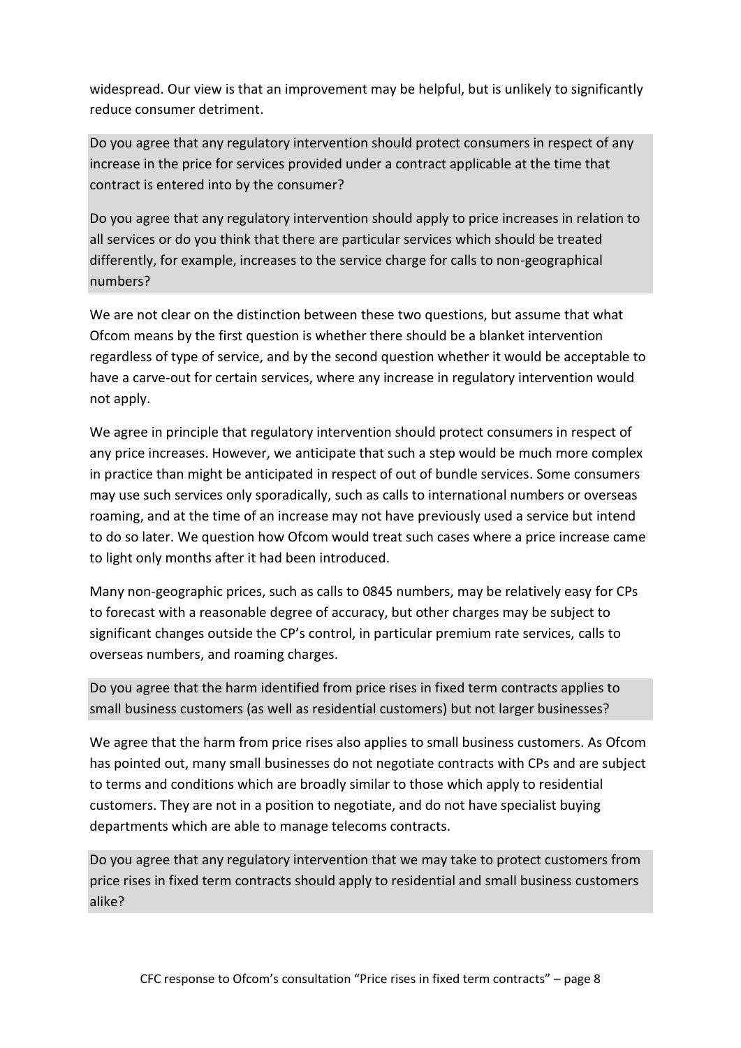widespread. Our view is that an improvement may be helpful, but is unlikely to significantly reduce consumer detriment.

**Do you agree that any regulatory intervention should protect consumers in respect of any increase in the price for services provided under a contract applicable at the time that contract is entered into by the consumer?**

**Do you agree that any regulatory intervention should apply to price increases in relation to all services or do you think that there are particular services which should be treated differently, for example, increases to the service charge for calls to non-geographical numbers?**

We are not clear on the distinction between these two questions, but assume that what Ofcom means by the first question is whether there should be a blanket intervention regardless of type of service, and by the second question whether it would be acceptable to have a carve-out for certain services, where any increase in regulatory intervention would not apply.

We agree in principle that regulatory intervention should protect consumers in respect of any price increases. However, we anticipate that such a step would be much more complex in practice than might be anticipated in respect of out of bundle services. Some consumers may use such services only sporadically, such as calls to international numbers or overseas roaming, and at the time of an increase may not have previously used a service but intend to do so later. We question how Ofcom would treat such cases where a price increase came to light only months after it had been introduced.

Many non-geographic prices, such as calls to 0845 numbers, may be relatively easy for CPs to forecast with a reasonable degree of accuracy, but other charges may be subject to significant changes outside the CP's control, in particular premium rate services, calls to overseas numbers, and roaming charges.

**Do you agree that the harm identified from price rises in fixed term contracts applies to small business customers (as well as residential customers) but not larger businesses?**

We agree that the harm from price rises also applies to small business customers. As Ofcom has pointed out, many small businesses do not negotiate contracts with CPs and are subject to terms and conditions which are broadly similar to those which apply to residential customers. They are not in a position to negotiate, and do not have specialist buying departments which are able to manage telecoms contracts.

**Do you agree that any regulatory intervention that we may take to protect customers from price rises in fixed term contracts should apply to residential and small business customers alike?**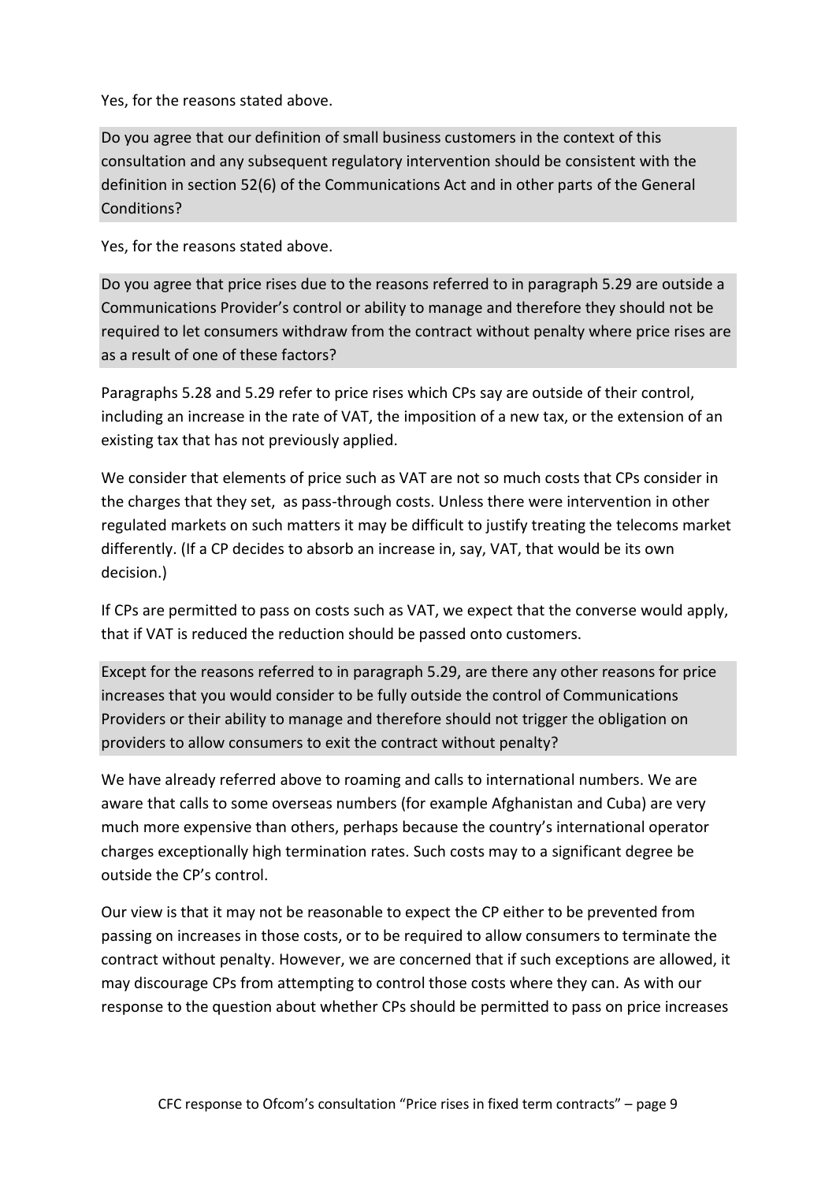Yes, for the reasons stated above.

**Do you agree that our definition of small business customers in the context of this consultation and any subsequent regulatory intervention should be consistent with the definition in section 52(6) of the Communications Act and in other parts of the General Conditions?**

Yes, for the reasons stated above.

**Do you agree that price rises due to the reasons referred to in paragraph 5.29 are outside a Communications Provider's control or ability to manage and therefore they should not be required to let consumers withdraw from the contract without penalty where price rises are as a result of one of these factors?**

Paragraphs 5.28 and 5.29 refer to price rises which CPs say are outside of their control, including an increase in the rate of VAT, the imposition of a new tax, or the extension of an existing tax that has not previously applied.

We consider that elements of price such as VAT are not so much costs that CPs consider in the charges that they set, as pass-through costs. Unless there were intervention in other regulated markets on such matters it may be difficult to justify treating the telecoms market differently. (If a CP decides to absorb an increase in, say, VAT, that would be its own decision.)

If CPs are permitted to pass on costs such as VAT, we expect that the converse would apply, that if VAT is reduced the reduction should be passed onto customers.

**Except for the reasons referred to in paragraph 5.29, are there any other reasons for price increases that you would consider to be fully outside the control of Communications Providers or their ability to manage and therefore should not trigger the obligation on providers to allow consumers to exit the contract without penalty?**

We have already referred above to roaming and calls to international numbers. We are aware that calls to some overseas numbers (for example Afghanistan and Cuba) are very much more expensive than others, perhaps because the country's international operator charges exceptionally high termination rates. Such costs may to a significant degree be outside the CP's control.

Our view is that it may not be reasonable to expect the CP either to be prevented from passing on increases in those costs, or to be required to allow consumers to terminate the contract without penalty. However, we are concerned that if such exceptions are allowed, it may discourage CPs from attempting to control those costs where they can. As with our response to the question about whether CPs should be permitted to pass on price increases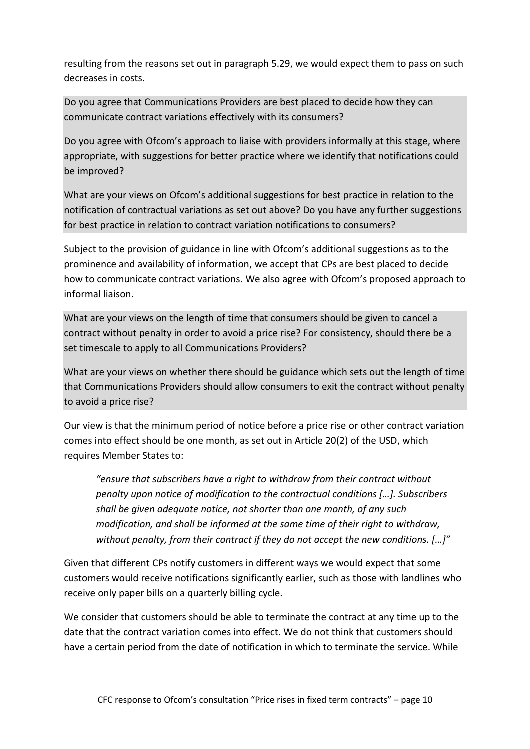resulting from the reasons set out in paragraph 5.29, we would expect them to pass on such decreases in costs.

Do you agree that Communications Providers are best placed to decide how they can communicate contract variations effectively with its consumers?

Do you agree with Ofcom's approach to liaise with providers informally at this stage, where appropriate, with suggestions for better practice where we identify that notifications could be improved?

What are your views on Ofcom's additional suggestions for best practice in relation to the notification of contractual variations as set out above? Do you have any further suggestions for best practice in relation to contract variation notifications to consumers?

Subject to the provision of guidance in line with Ofcom's additional suggestions as to the prominence and availability of information, we accept that CPs are best placed to decide how to communicate contract variations. We also agree with Ofcom's proposed approach to informal liaison.

What are your views on the length of time that consumers should be given to cancel a contract without penalty in order to avoid a price rise? For consistency, should there be a set timescale to apply to all Communications Providers?

What are your views on whether there should be guidance which sets out the length of time that Communications Providers should allow consumers to exit the contract without penalty to avoid a price rise?

Our view is that the minimum period of notice before a price rise or other contract variation comes into effect should be one month, as set out in Article 20(2) of the USD, which requires Member States to:

> *"ensure that subscribers have a right to withdraw from their contract without penalty upon notice of modification to the contractual conditions […]. Subscribers shall be given adequate notice, not shorter than one month, of any such modification, and shall be informed at the same time of their right to withdraw, without penalty, from their contract if they do not accept the new conditions. […]"*

Given that different CPs notify customers in different ways we would expect that some customers would receive notifications significantly earlier, such as those with landlines who receive only paper bills on a quarterly billing cycle.

We consider that customers should be able to terminate the contract at any time up to the date that the contract variation comes into effect. We do not think that customers should have a certain period from the date of notification in which to terminate the service. While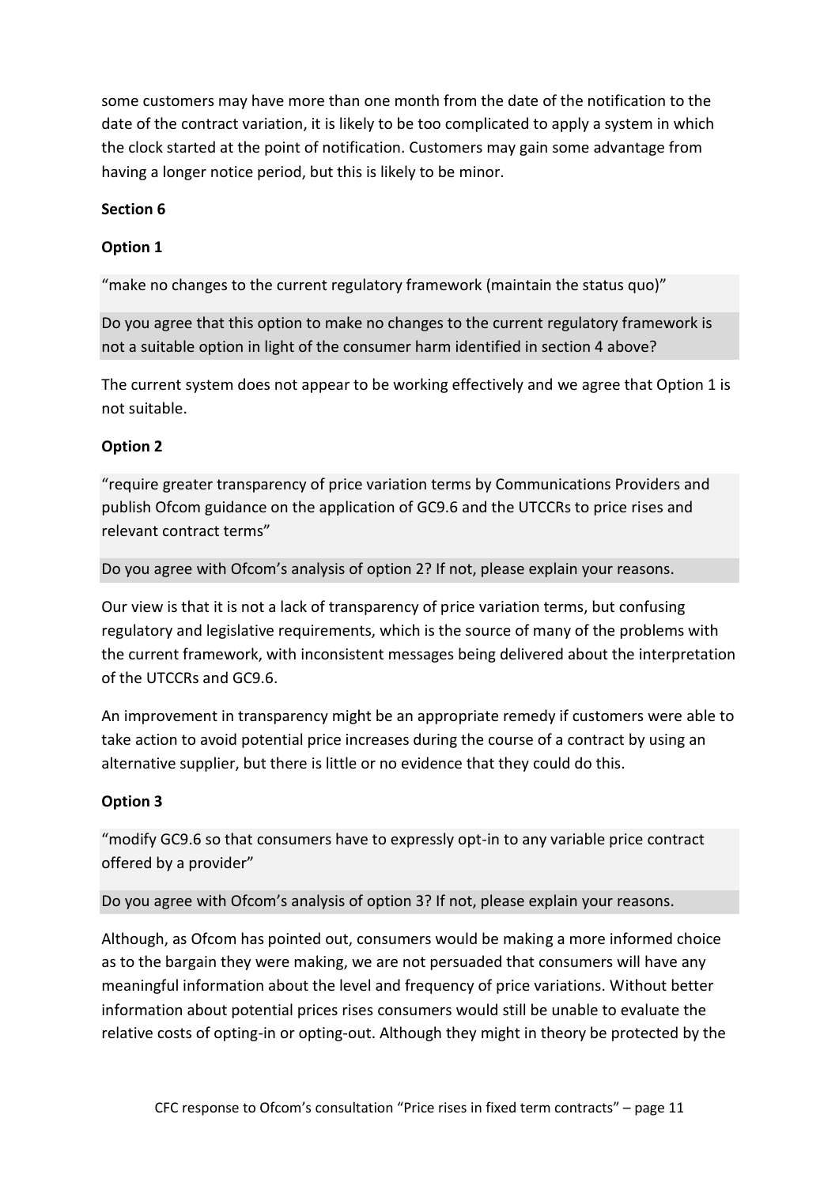some customers may have more than one month from the date of the notification to the date of the contract variation, it is likely to be too complicated to apply a system in which the clock started at the point of notification. Customers may gain some advantage from having a longer notice period, but this is likely to be minor.

**Section 6**

**Option 1**

"make no changes to the current regulatory framework (maintain the status quo)"

Do you agree that this option to make no changes to the current regulatory framework is not a suitable option in light of the consumer harm identified in section 4 above?

The current system does not appear to be working effectively and we agree that Option 1 is not suitable.

**Option 2**

"require greater transparency of price variation terms by Communications Providers and publish Ofcom guidance on the application of GC9.6 and the UTCCRs to price rises and relevant contract terms"

Do you agree with Ofcom's analysis of option 2? If not, please explain your reasons.

Our view is that it is not a lack of transparency of price variation terms, but confusing regulatory and legislative requirements, which is the source of many of the problems with the current framework, with inconsistent messages being delivered about the interpretation of the UTCCRs and GC9.6.

An improvement in transparency might be an appropriate remedy if customers were able to take action to avoid potential price increases during the course of a contract by using an alternative supplier, but there is little or no evidence that they could do this.

**Option 3**

"modify GC9.6 so that consumers have to expressly opt-in to any variable price contract offered by a provider"

Do you agree with Ofcom's analysis of option 3? If not, please explain your reasons.

Although, as Ofcom has pointed out, consumers would be making a more informed choice as to the bargain they were making, we are not persuaded that consumers will have any meaningful information about the level and frequency of price variations. Without better information about potential prices rises consumers would still be unable to evaluate the relative costs of opting-in or opting-out. Although they might in theory be protected by the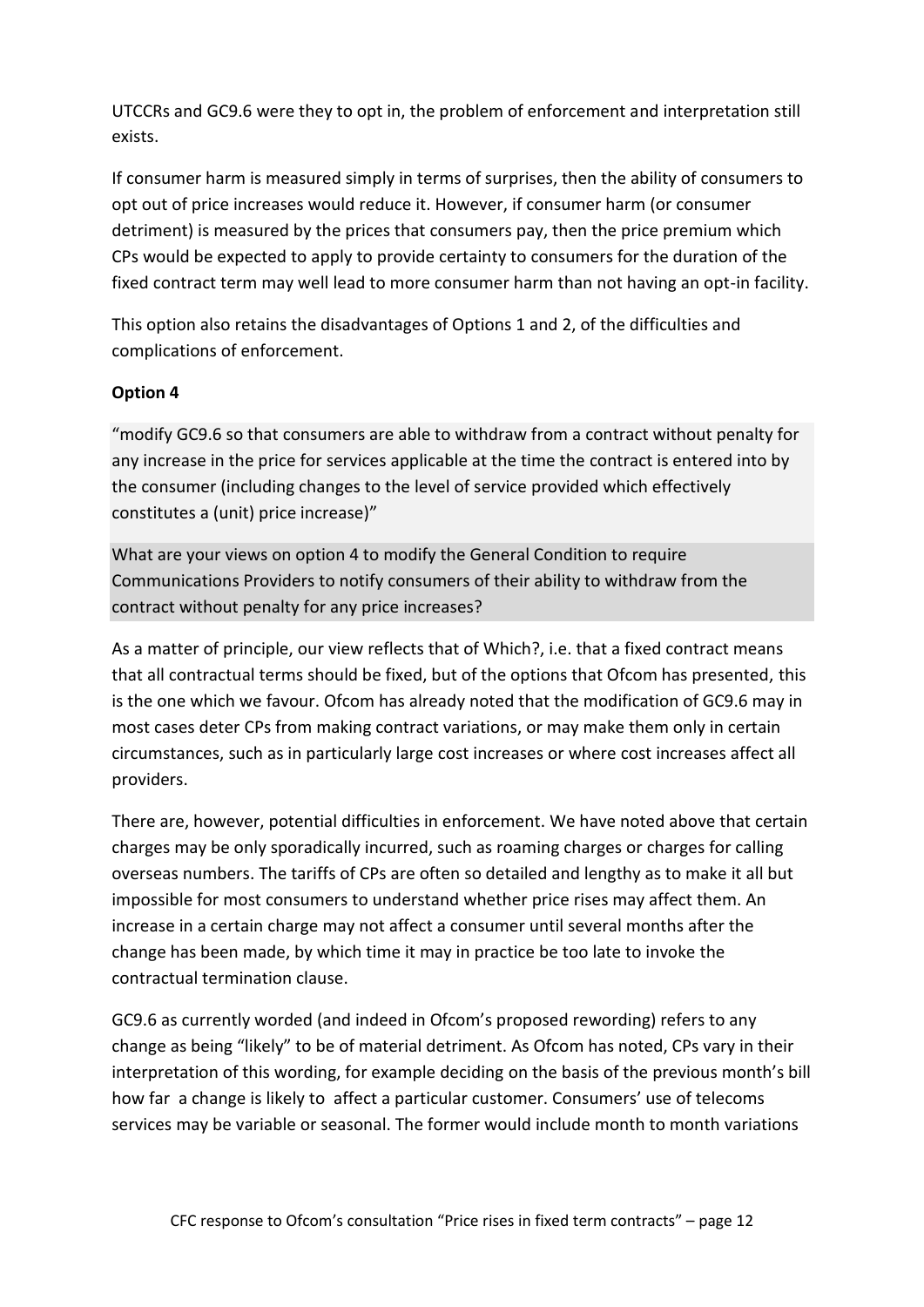UTCCRs and GC9.6 were they to opt in, the problem of enforcement and interpretation still exists.

If consumer harm is measured simply in terms of surprises, then the ability of consumers to opt out of price increases would reduce it. However, if consumer harm (or consumer detriment) is measured by the prices that consumers pay, then the price premium which CPs would be expected to apply to provide certainty to consumers for the duration of the fixed contract term may well lead to more consumer harm than not having an opt-in facility.

This option also retains the disadvantages of Options 1 and 2, of the difficulties and complications of enforcement.

**Option 4**

"modify GC9.6 so that consumers are able to withdraw from a contract without penalty for any increase in the price for services applicable at the time the contract is entered into by the consumer (including changes to the level of service provided which effectively constitutes a (unit) price increase)"

What are your views on option 4 to modify the General Condition to require Communications Providers to notify consumers of their ability to withdraw from the contract without penalty for any price increases?

As a matter of principle, our view reflects that of Which?, i.e. that a fixed contract means that all contractual terms should be fixed, but of the options that Ofcom has presented, this is the one which we favour. Ofcom has already noted that the modification of GC9.6 may in most cases deter CPs from making contract variations, or may make them only in certain circumstances, such as in particularly large cost increases or where cost increases affect all providers.

There are, however, potential difficulties in enforcement. We have noted above that certain charges may be only sporadically incurred, such as roaming charges or charges for calling overseas numbers. The tariffs of CPs are often so detailed and lengthy as to make it all but impossible for most consumers to understand whether price rises may affect them. An increase in a certain charge may not affect a consumer until several months after the change has been made, by which time it may in practice be too late to invoke the contractual termination clause.

GC9.6 as currently worded (and indeed in Ofcom's proposed rewording) refers to any change as being "likely" to be of material detriment. As Ofcom has noted, CPs vary in their interpretation of this wording, for example deciding on the basis of the previous month's bill how far a change is likely to affect a particular customer. Consumers' use of telecoms services may be variable or seasonal. The former would include month to month variations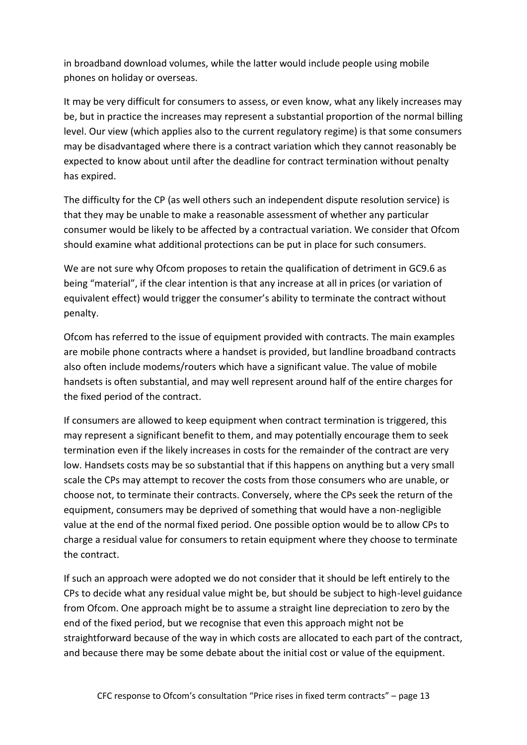in broadband download volumes, while the latter would include people using mobile phones on holiday or overseas.

It may be very difficult for consumers to assess, or even know, what any likely increases may be, but in practice the increases may represent a substantial proportion of the normal billing level. Our view (which applies also to the current regulatory regime) is that some consumers may be disadvantaged where there is a contract variation which they cannot reasonably be expected to know about until after the deadline for contract termination without penalty has expired.

The difficulty for the CP (as well others such an independent dispute resolution service) is that they may be unable to make a reasonable assessment of whether any particular consumer would be likely to be affected by a contractual variation. We consider that Ofcom should examine what additional protections can be put in place for such consumers.

We are not sure why Ofcom proposes to retain the qualification of detriment in GC9.6 as being "material", if the clear intention is that any increase at all in prices (or variation of equivalent effect) would trigger the consumer's ability to terminate the contract without penalty.

Ofcom has referred to the issue of equipment provided with contracts. The main examples are mobile phone contracts where a handset is provided, but landline broadband contracts also often include modems/routers which have a significant value. The value of mobile handsets is often substantial, and may well represent around half of the entire charges for the fixed period of the contract.

If consumers are allowed to keep equipment when contract termination is triggered, this may represent a significant benefit to them, and may potentially encourage them to seek termination even if the likely increases in costs for the remainder of the contract are very low. Handsets costs may be so substantial that if this happens on anything but a very small scale the CPs may attempt to recover the costs from those consumers who are unable, or choose not, to terminate their contracts. Conversely, where the CPs seek the return of the equipment, consumers may be deprived of something that would have a non-negligible value at the end of the normal fixed period. One possible option would be to allow CPs to charge a residual value for consumers to retain equipment where they choose to terminate the contract.

If such an approach were adopted we do not consider that it should be left entirely to the CPs to decide what any residual value might be, but should be subject to high-level guidance from Ofcom. One approach might be to assume a straight line depreciation to zero by the end of the fixed period, but we recognise that even this approach might not be straightforward because of the way in which costs are allocated to each part of the contract, and because there may be some debate about the initial cost or value of the equipment.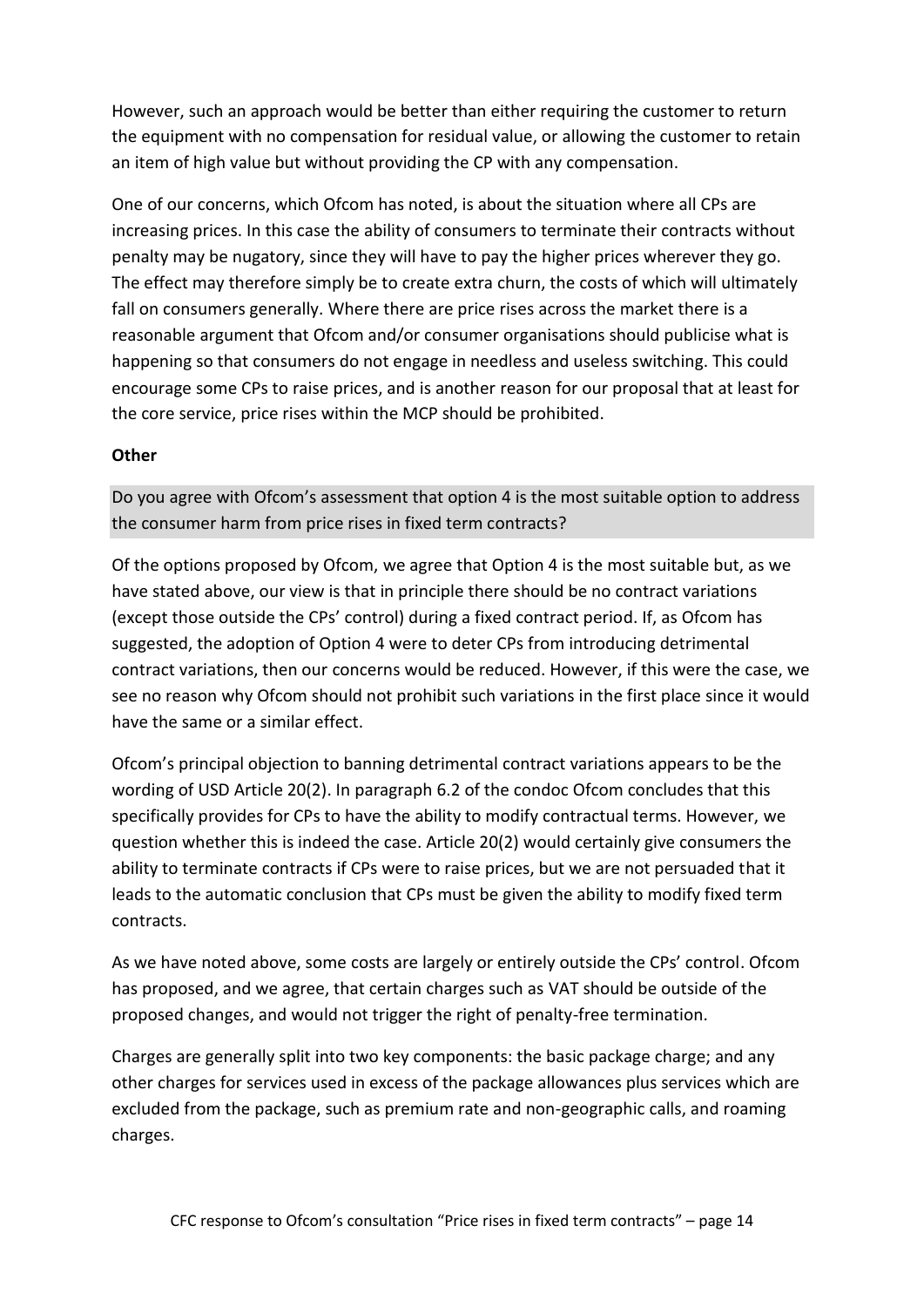However, such an approach would be better than either requiring the customer to return the equipment with no compensation for residual value, or allowing the customer to retain an item of high value but without providing the CP with any compensation.

One of our concerns, which Ofcom has noted, is about the situation where all CPs are increasing prices. In this case the ability of consumers to terminate their contracts without penalty may be nugatory, since they will have to pay the higher prices wherever they go. The effect may therefore simply be to create extra churn, the costs of which will ultimately fall on consumers generally. Where there are price rises across the market there is a reasonable argument that Ofcom and/or consumer organisations should publicise what is happening so that consumers do not engage in needless and useless switching. This could encourage some CPs to raise prices, and is another reason for our proposal that at least for the core service, price rises within the MCP should be prohibited.

**Other**

Do you agree with Ofcom's assessment that option 4 is the most suitable option to address the consumer harm from price rises in fixed term contracts?

Of the options proposed by Ofcom, we agree that Option 4 is the most suitable but, as we have stated above, our view is that in principle there should be no contract variations (except those outside the CPs' control) during a fixed contract period. If, as Ofcom has suggested, the adoption of Option 4 were to deter CPs from introducing detrimental contract variations, then our concerns would be reduced. However, if this were the case, we see no reason why Ofcom should not prohibit such variations in the first place since it would have the same or a similar effect.

Ofcom's principal objection to banning detrimental contract variations appears to be the wording of USD Article 20(2). In paragraph 6.2 of the condoc Ofcom concludes that this specifically provides for CPs to have the ability to modify contractual terms. However, we question whether this is indeed the case. Article 20(2) would certainly give consumers the ability to terminate contracts if CPs were to raise prices, but we are not persuaded that it leads to the automatic conclusion that CPs must be given the ability to modify fixed term contracts.

As we have noted above, some costs are largely or entirely outside the CPs' control. Ofcom has proposed, and we agree, that certain charges such as VAT should be outside of the proposed changes, and would not trigger the right of penalty-free termination.

Charges are generally split into two key components: the basic package charge; and any other charges for services used in excess of the package allowances plus services which are excluded from the package, such as premium rate and non-geographic calls, and roaming charges.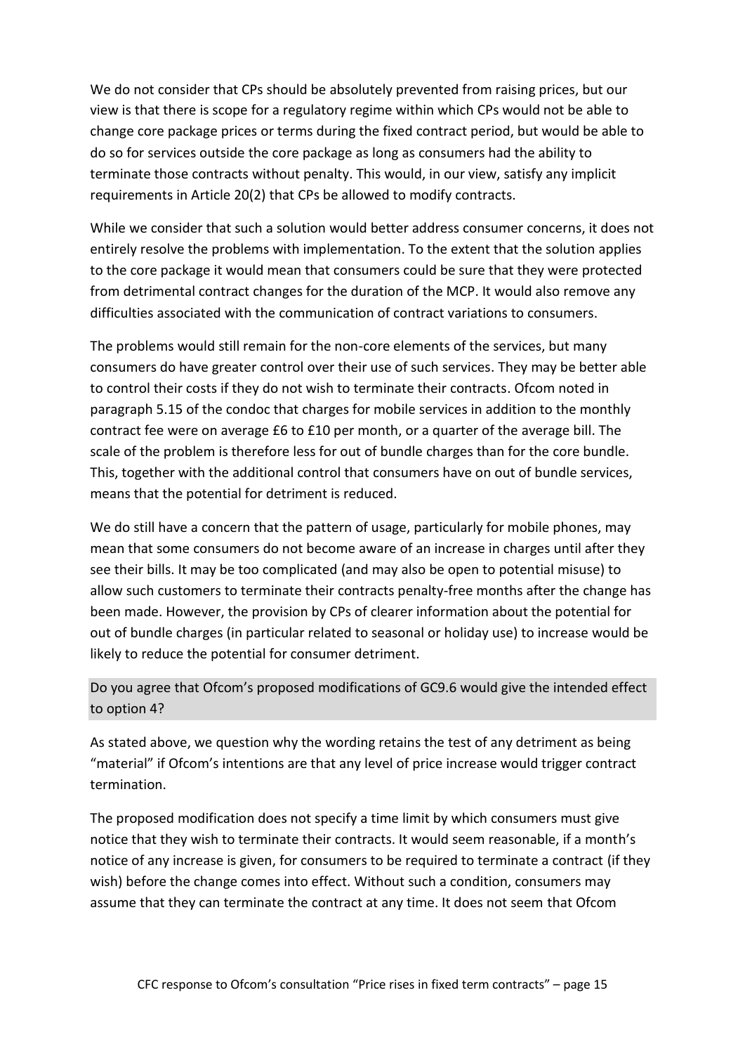We do not consider that CPs should be absolutely prevented from raising prices, but our view is that there is scope for a regulatory regime within which CPs would not be able to change core package prices or terms during the fixed contract period, but would be able to do so for services outside the core package as long as consumers had the ability to terminate those contracts without penalty. This would, in our view, satisfy any implicit requirements in Article 20(2) that CPs be allowed to modify contracts.

While we consider that such a solution would better address consumer concerns, it does not entirely resolve the problems with implementation. To the extent that the solution applies to the core package it would mean that consumers could be sure that they were protected from detrimental contract changes for the duration of the MCP. It would also remove any difficulties associated with the communication of contract variations to consumers.

The problems would still remain for the non-core elements of the services, but many consumers do have greater control over their use of such services. They may be better able to control their costs if they do not wish to terminate their contracts. Ofcom noted in paragraph 5.15 of the condoc that charges for mobile services in addition to the monthly contract fee were on average £6 to £10 per month, or a quarter of the average bill. The scale of the problem is therefore less for out of bundle charges than for the core bundle. This, together with the additional control that consumers have on out of bundle services, means that the potential for detriment is reduced.

We do still have a concern that the pattern of usage, particularly for mobile phones, may mean that some consumers do not become aware of an increase in charges until after they see their bills. It may be too complicated (and may also be open to potential misuse) to allow such customers to terminate their contracts penalty-free months after the change has been made. However, the provision by CPs of clearer information about the potential for out of bundle charges (in particular related to seasonal or holiday use) to increase would be likely to reduce the potential for consumer detriment.

### Do you agree that Ofcom's proposed modifications of GC9.6 would give the intended effect to option 4?

As stated above, we question why the wording retains the test of any detriment as being "material" if Ofcom's intentions are that any level of price increase would trigger contract termination.

The proposed modification does not specify a time limit by which consumers must give notice that they wish to terminate their contracts. It would seem reasonable, if a month's notice of any increase is given, for consumers to be required to terminate a contract (if they wish) before the change comes into effect. Without such a condition, consumers may assume that they can terminate the contract at any time. It does not seem that Ofcom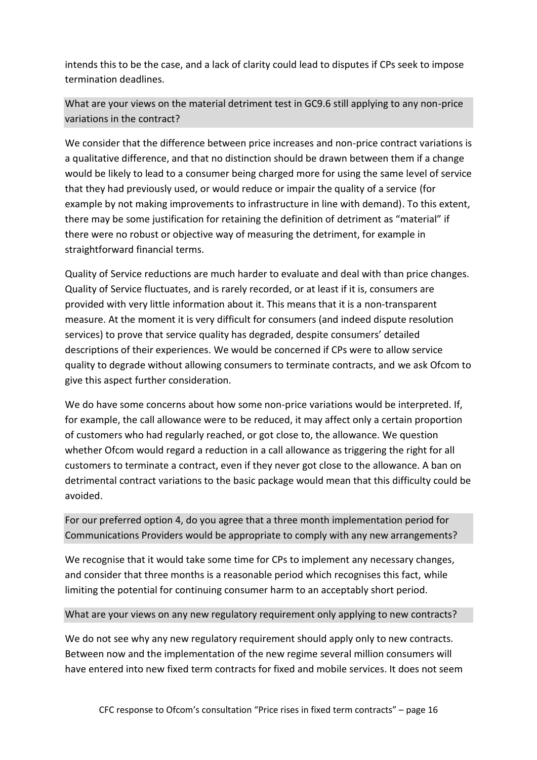intends this to be the case, and a lack of clarity could lead to disputes if CPs seek to impose termination deadlines.

**What are your views on the material detriment test in GC9.6 still applying to any non-price variations in the contract?**

We consider that the difference between price increases and non-price contract variations is a qualitative difference, and that no distinction should be drawn between them if a change would be likely to lead to a consumer being charged more for using the same level of service that they had previously used, or would reduce or impair the quality of a service (for example by not making improvements to infrastructure in line with demand). To this extent, there may be some justification for retaining the definition of detriment as "material" if there were no robust or objective way of measuring the detriment, for example in straightforward financial terms.

Quality of Service reductions are much harder to evaluate and deal with than price changes. Quality of Service fluctuates, and is rarely recorded, or at least if it is, consumers are provided with very little information about it. This means that it is a non-transparent measure. At the moment it is very difficult for consumers (and indeed dispute resolution services) to prove that service quality has degraded, despite consumers' detailed descriptions of their experiences. We would be concerned if CPs were to allow service quality to degrade without allowing consumers to terminate contracts, and we ask Ofcom to give this aspect further consideration.

We do have some concerns about how some non-price variations would be interpreted. If, for example, the call allowance were to be reduced, it may affect only a certain proportion of customers who had regularly reached, or got close to, the allowance. We question whether Ofcom would regard a reduction in a call allowance as triggering the right for all customers to terminate a contract, even if they never got close to the allowance. A ban on detrimental contract variations to the basic package would mean that this difficulty could be avoided.

**For our preferred option 4, do you agree that a three month implementation period for Communications Providers would be appropriate to comply with any new arrangements?**

We recognise that it would take some time for CPs to implement any necessary changes, and consider that three months is a reasonable period which recognises this fact, while limiting the potential for continuing consumer harm to an acceptably short period.

**What are your views on any new regulatory requirement only applying to new contracts?**

We do not see why any new regulatory requirement should apply only to new contracts. Between now and the implementation of the new regime several million consumers will have entered into new fixed term contracts for fixed and mobile services. It does not seem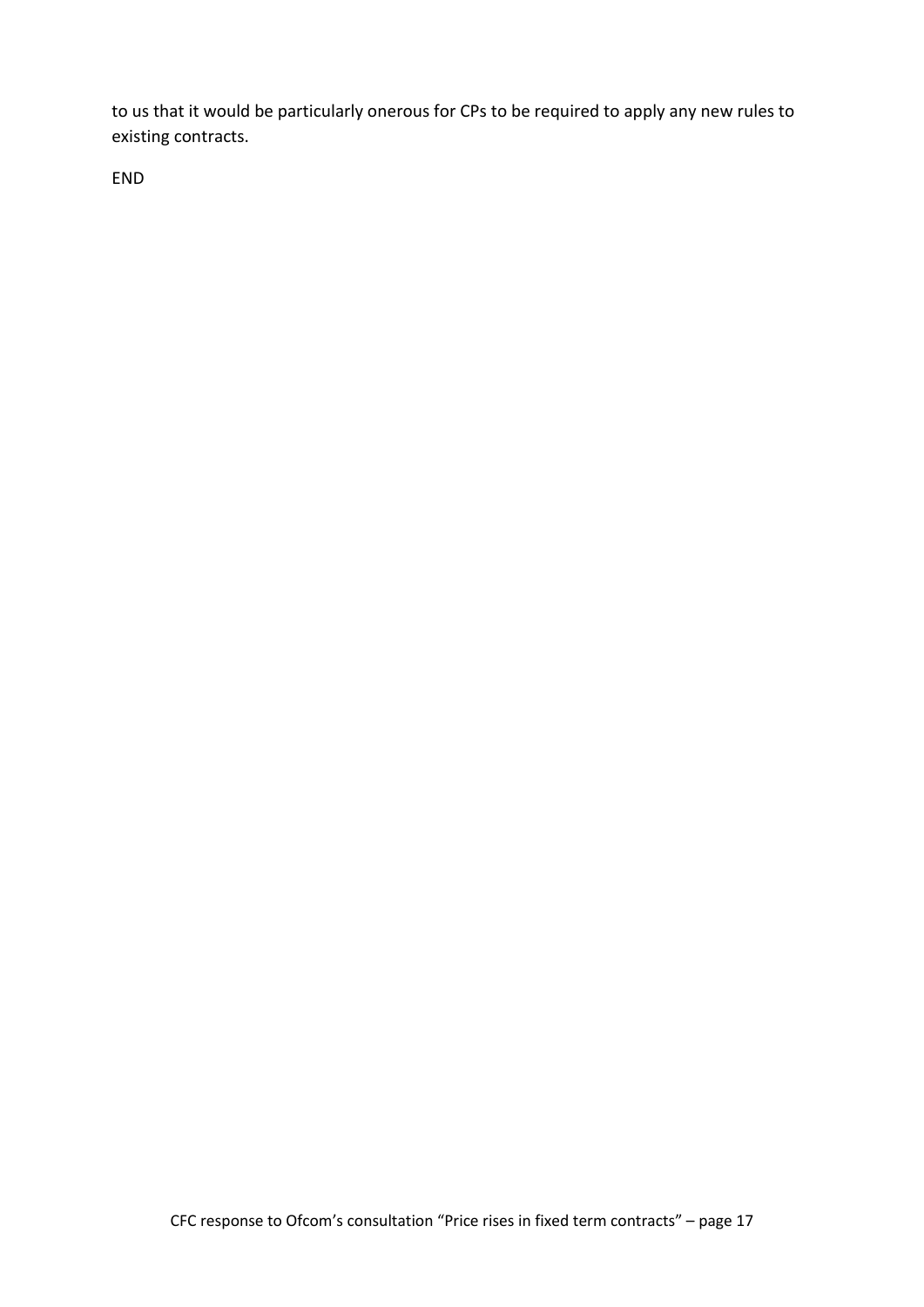to us that it would be particularly onerous for CPs to be required to apply any new rules to existing contracts.

END